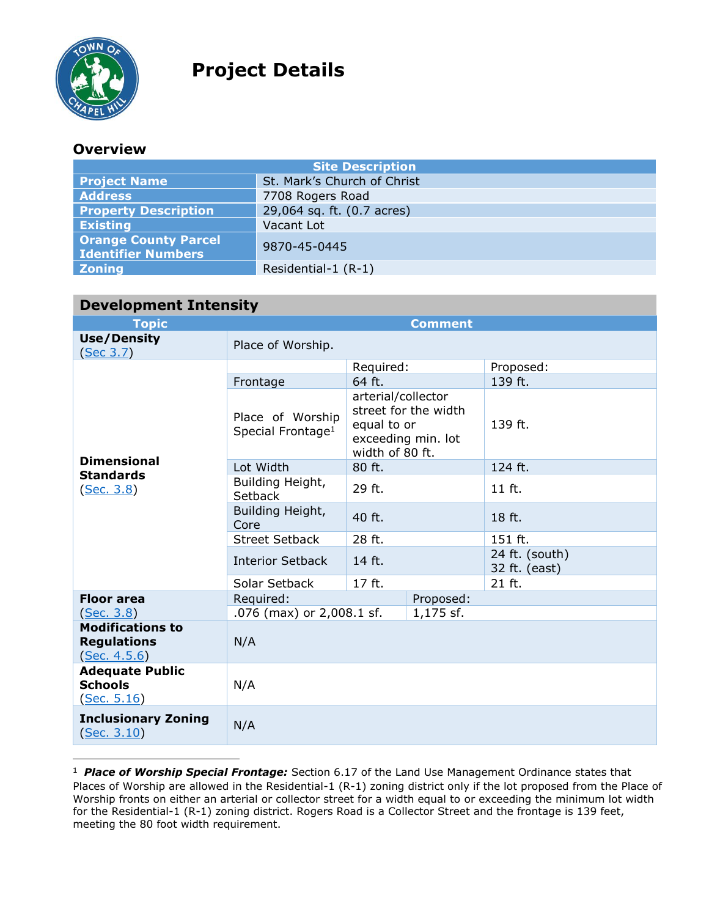# Project Details

## Overview

| Site Description | |
|---|---|
| **Project Name** | St. Mark's Church of Christ |
| **Address** | 7708 Rogers Road |
| **Property Description** | 29,064 sq. ft. (0.7 acres) |
| **Existing** | Vacant Lot |
| **Orange County Parcel Identifier Numbers** | 9870-45-0445 |
| **Zoning** | Residential-1 (R-1) |

## Development Intensity

| Topic | Comment | | |
|---|---|---|---|
| **Use/Density** (Sec 3.7) | Place of Worship. | | |
| **Dimensional Standards** (Sec. 3.8) | | Required: | Proposed: |
| | Frontage | 64 ft. | 139 ft. |
| | Place of Worship Special Frontage[1] | arterial/collector street for the width equal to or exceeding min. lot width of 80 ft. | 139 ft. |
| | Lot Width | 80 ft. | 124 ft. |
| | Building Height, Setback | 29 ft. | 11 ft. |
| | Building Height, Core | 40 ft. | 18 ft. |
| | Street Setback | 28 ft. | 151 ft. |
| | Interior Setback | 14 ft. | 24 ft. (south)<br>32 ft. (east) |
| | Solar Setback | 17 ft. | 21 ft. |
| **Floor area** (Sec. 3.8) | Required: | Proposed: | |
| | .076 (max) or 2,008.1 sf. | 1,175 sf. | |
| **Modifications to Regulations** (Sec. 4.5.6) | N/A | | |
| **Adequate Public Schools** (Sec. 5.16) | N/A | | |
| **Inclusionary Zoning** (Sec. 3.10) | N/A | | |

[1] ***Place of Worship Special Frontage:*** Section 6.17 of the Land Use Management Ordinance states that Places of Worship are allowed in the Residential-1 (R-1) zoning district only if the lot proposed from the Place of Worship fronts on either an arterial or collector street for a width equal to or exceeding the minimum lot width for the Residential-1 (R-1) zoning district. Rogers Road is a Collector Street and the frontage is 139 feet, meeting the 80 foot width requirement.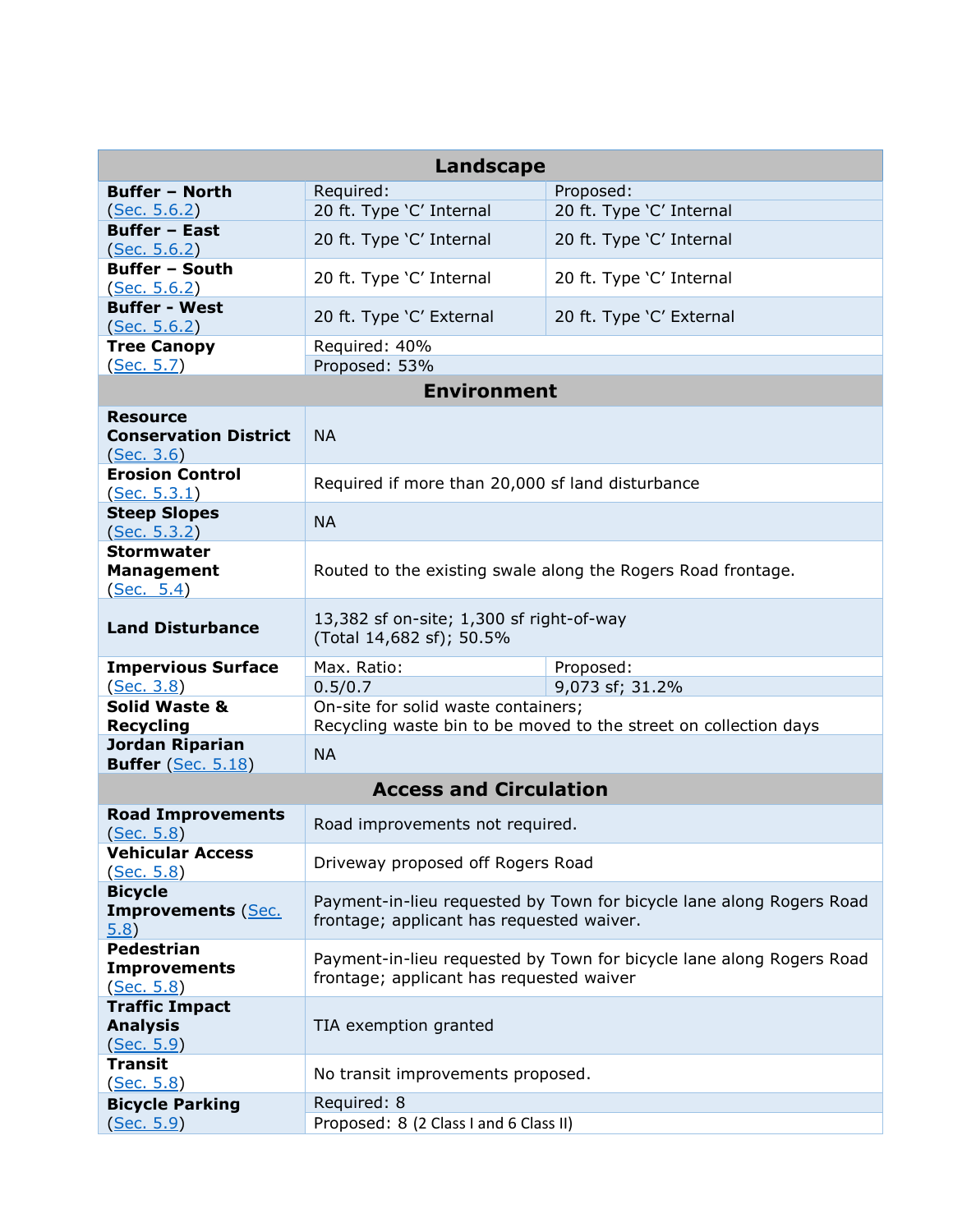| Landscape | | |
|---|---|---|
| **Buffer – North** (Sec. 5.6.2) | Required: 20 ft. Type 'C' Internal | Proposed: 20 ft. Type 'C' Internal |
| **Buffer – East** (Sec. 5.6.2) | 20 ft. Type 'C' Internal | 20 ft. Type 'C' Internal |
| **Buffer – South** (Sec. 5.6.2) | 20 ft. Type 'C' Internal | 20 ft. Type 'C' Internal |
| **Buffer - West** (Sec. 5.6.2) | 20 ft. Type 'C' External | 20 ft. Type 'C' External |
| **Tree Canopy** (Sec. 5.7) | Required: 40%<br>Proposed: 53% | |
| **Environment** | | |
| **Resource Conservation District** (Sec. 3.6) | NA | |
| **Erosion Control** (Sec. 5.3.1) | Required if more than 20,000 sf land disturbance | |
| **Steep Slopes** (Sec. 5.3.2) | NA | |
| **Stormwater Management** (Sec. 5.4) | Routed to the existing swale along the Rogers Road frontage. | |
| **Land Disturbance** | 13,382 sf on-site; 1,300 sf right-of-way<br>(Total 14,682 sf); 50.5% | |
| **Impervious Surface** (Sec. 3.8) | Max. Ratio: 0.5/0.7 | Proposed: 9,073 sf; 31.2% |
| **Solid Waste & Recycling** | On-site for solid waste containers;<br>Recycling waste bin to be moved to the street on collection days | |
| **Jordan Riparian Buffer** (Sec. 5.18) | NA | |
| **Access and Circulation** | | |
| **Road Improvements** (Sec. 5.8) | Road improvements not required. | |
| **Vehicular Access** (Sec. 5.8) | Driveway proposed off Rogers Road | |
| **Bicycle Improvements** (Sec. 5.8) | Payment-in-lieu requested by Town for bicycle lane along Rogers Road frontage; applicant has requested waiver. | |
| **Pedestrian Improvements** (Sec. 5.8) | Payment-in-lieu requested by Town for bicycle lane along Rogers Road frontage; applicant has requested waiver | |
| **Traffic Impact Analysis** (Sec. 5.9) | TIA exemption granted | |
| **Transit** (Sec. 5.8) | No transit improvements proposed. | |
| **Bicycle Parking** (Sec. 5.9) | Required: 8<br>Proposed: 8 (2 Class I and 6 Class II) | |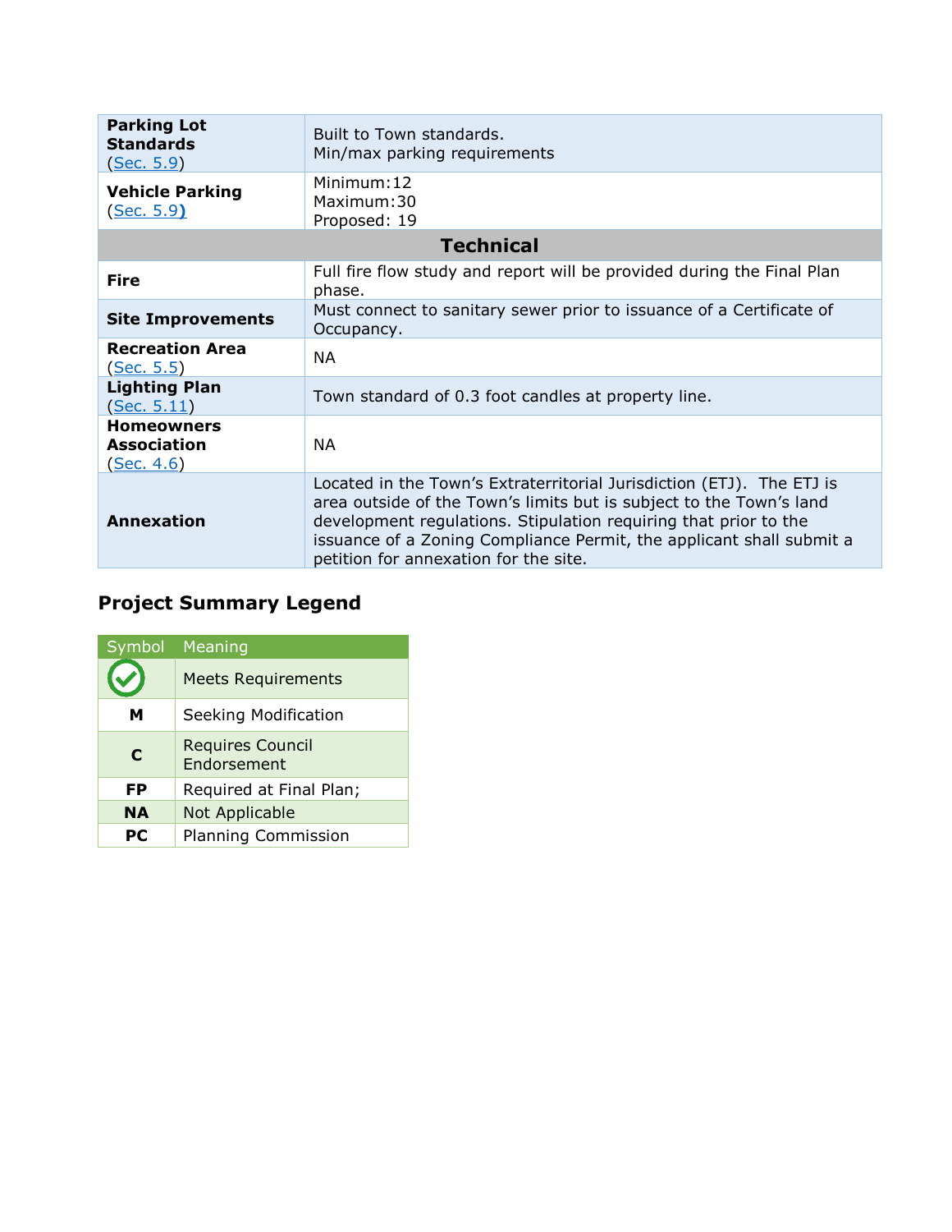| | |
|---|---|
| **Parking Lot Standards** (Sec. 5.9) | Built to Town standards.<br>Min/max parking requirements |
| **Vehicle Parking** (Sec. 5.9) | Minimum:12<br>Maximum:30<br>Proposed: 19 |
| **Technical** | |
| **Fire** | Full fire flow study and report will be provided during the Final Plan phase. |
| **Site Improvements** | Must connect to sanitary sewer prior to issuance of a Certificate of Occupancy. |
| **Recreation Area** (Sec. 5.5) | NA |
| **Lighting Plan** (Sec. 5.11) | Town standard of 0.3 foot candles at property line. |
| **Homeowners Association** (Sec. 4.6) | NA |
| **Annexation** | Located in the Town's Extraterritorial Jurisdiction (ETJ). The ETJ is area outside of the Town's limits but is subject to the Town's land development regulations. Stipulation requiring that prior to the issuance of a Zoning Compliance Permit, the applicant shall submit a petition for annexation for the site. |

## Project Summary Legend

| Symbol | Meaning |
|---|---|
| ✓ | Meets Requirements |
| **M** | Seeking Modification |
| **C** | Requires Council Endorsement |
| **FP** | Required at Final Plan; |
| **NA** | Not Applicable |
| **PC** | Planning Commission |